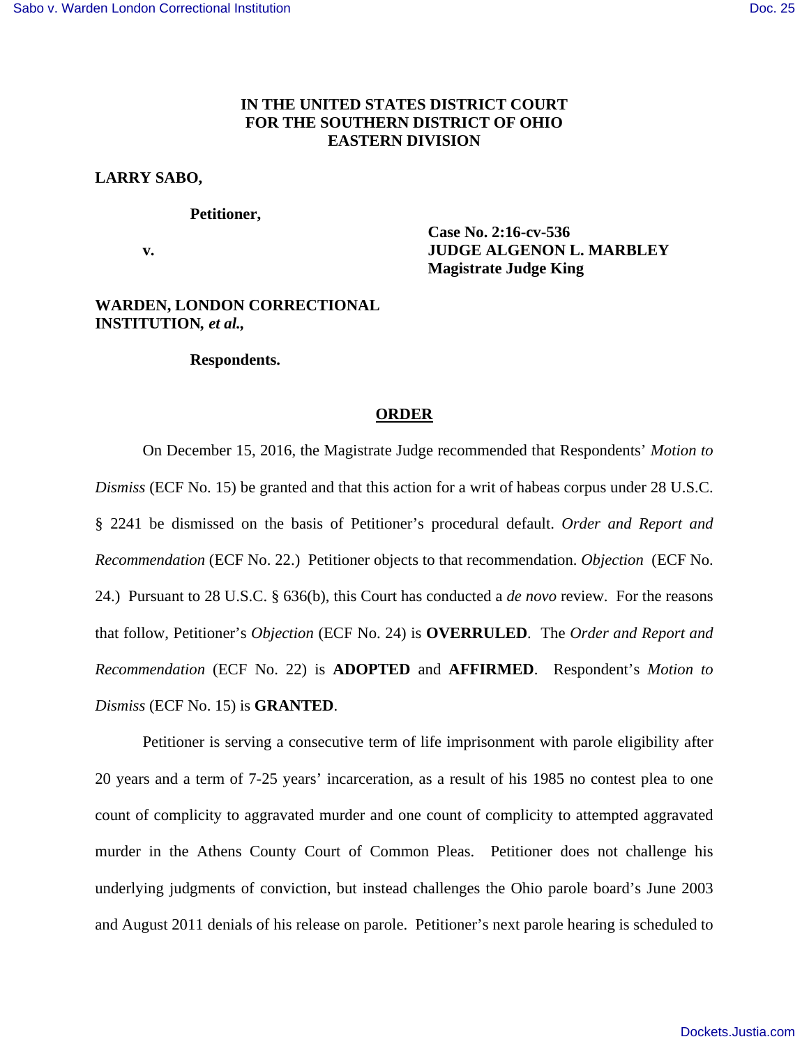**IN THE UNITED STATES DISTRICT COURT**
**FOR THE SOUTHERN DISTRICT OF OHIO**
**EASTERN DIVISION**

**LARRY SABO,**

**Petitioner,**

**v.**

**Case No. 2:16-cv-536**
**JUDGE ALGENON L. MARBLEY**
**Magistrate Judge King**

**WARDEN, LONDON CORRECTIONAL INSTITUTION, *et al.*,**

**Respondents.**

## ORDER

On December 15, 2016, the Magistrate Judge recommended that Respondents' *Motion to Dismiss* (ECF No. 15) be granted and that this action for a writ of habeas corpus under 28 U.S.C. § 2241 be dismissed on the basis of Petitioner's procedural default. *Order and Report and Recommendation* (ECF No. 22.) Petitioner objects to that recommendation. *Objection* (ECF No. 24.) Pursuant to 28 U.S.C. § 636(b), this Court has conducted a *de novo* review. For the reasons that follow, Petitioner's *Objection* (ECF No. 24) is **OVERRULED**. The *Order and Report and Recommendation* (ECF No. 22) is **ADOPTED** and **AFFIRMED**. Respondent's *Motion to Dismiss* (ECF No. 15) is **GRANTED**.

Petitioner is serving a consecutive term of life imprisonment with parole eligibility after 20 years and a term of 7-25 years' incarceration, as a result of his 1985 no contest plea to one count of complicity to aggravated murder and one count of complicity to attempted aggravated murder in the Athens County Court of Common Pleas. Petitioner does not challenge his underlying judgments of conviction, but instead challenges the Ohio parole board's June 2003 and August 2011 denials of his release on parole. Petitioner's next parole hearing is scheduled to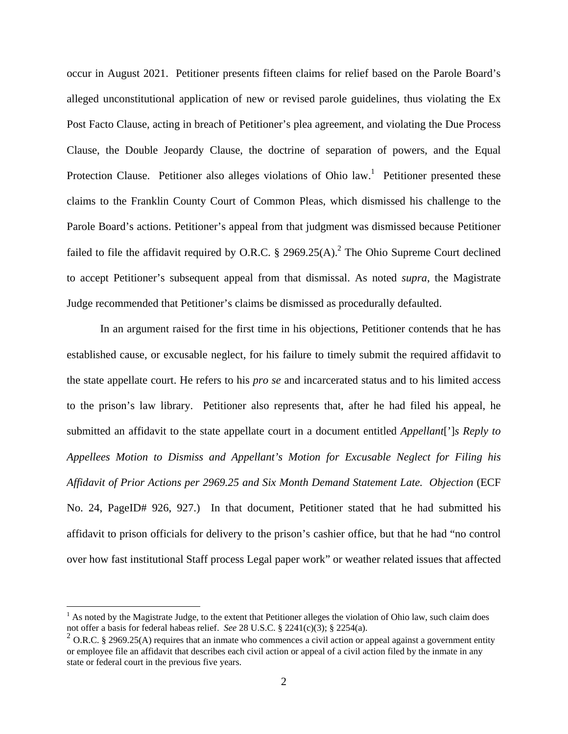occur in August 2021. Petitioner presents fifteen claims for relief based on the Parole Board's alleged unconstitutional application of new or revised parole guidelines, thus violating the Ex Post Facto Clause, acting in breach of Petitioner's plea agreement, and violating the Due Process Clause, the Double Jeopardy Clause, the doctrine of separation of powers, and the Equal Protection Clause. Petitioner also alleges violations of Ohio law.[1] Petitioner presented these claims to the Franklin County Court of Common Pleas, which dismissed his challenge to the Parole Board's actions. Petitioner's appeal from that judgment was dismissed because Petitioner failed to file the affidavit required by O.R.C. § 2969.25(A).[2] The Ohio Supreme Court declined to accept Petitioner's subsequent appeal from that dismissal. As noted *supra*, the Magistrate Judge recommended that Petitioner's claims be dismissed as procedurally defaulted.

In an argument raised for the first time in his objections, Petitioner contends that he has established cause, or excusable neglect, for his failure to timely submit the required affidavit to the state appellate court. He refers to his *pro se* and incarcerated status and to his limited access to the prison's law library. Petitioner also represents that, after he had filed his appeal, he submitted an affidavit to the state appellate court in a document entitled *Appellant*[']*s Reply to Appellees Motion to Dismiss and Appellant's Motion for Excusable Neglect for Filing his Affidavit of Prior Actions per 2969.25 and Six Month Demand Statement Late. Objection* (ECF No. 24, PageID# 926, 927.) In that document, Petitioner stated that he had submitted his affidavit to prison officials for delivery to the prison's cashier office, but that he had "no control over how fast institutional Staff process Legal paper work" or weather related issues that affected

[1] As noted by the Magistrate Judge, to the extent that Petitioner alleges the violation of Ohio law, such claim does not offer a basis for federal habeas relief. *See* 28 U.S.C. § 2241(c)(3); § 2254(a).

[2] O.R.C. § 2969.25(A) requires that an inmate who commences a civil action or appeal against a government entity or employee file an affidavit that describes each civil action or appeal of a civil action filed by the inmate in any state or federal court in the previous five years.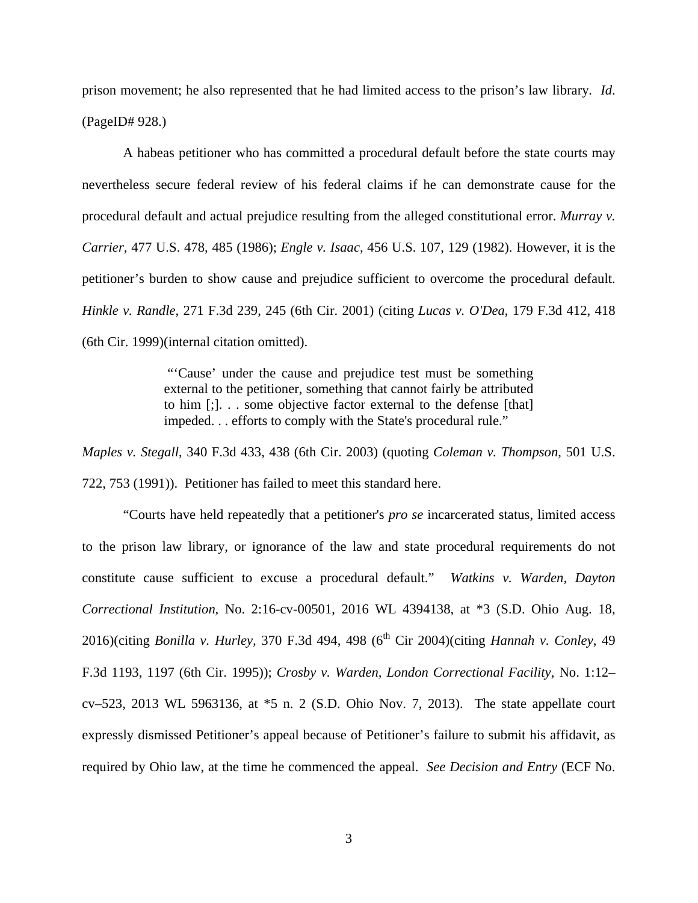prison movement; he also represented that he had limited access to the prison's law library. *Id*. (PageID# 928.)

A habeas petitioner who has committed a procedural default before the state courts may nevertheless secure federal review of his federal claims if he can demonstrate cause for the procedural default and actual prejudice resulting from the alleged constitutional error. *Murray v. Carrier*, 477 U.S. 478, 485 (1986); *Engle v. Isaac*, 456 U.S. 107, 129 (1982). However, it is the petitioner's burden to show cause and prejudice sufficient to overcome the procedural default. *Hinkle v. Randle*, 271 F.3d 239, 245 (6th Cir. 2001) (citing *Lucas v. O'Dea*, 179 F.3d 412, 418 (6th Cir. 1999)(internal citation omitted).

> "'Cause' under the cause and prejudice test must be something external to the petitioner, something that cannot fairly be attributed to him [;]. . . some objective factor external to the defense [that] impeded. . . efforts to comply with the State's procedural rule."

*Maples v. Stegall*, 340 F.3d 433, 438 (6th Cir. 2003) (quoting *Coleman v. Thompson*, 501 U.S. 722, 753 (1991)). Petitioner has failed to meet this standard here.

"Courts have held repeatedly that a petitioner's *pro se* incarcerated status, limited access to the prison law library, or ignorance of the law and state procedural requirements do not constitute cause sufficient to excuse a procedural default." *Watkins v. Warden, Dayton Correctional Institution*, No. 2:16-cv-00501, 2016 WL 4394138, at *3 (S.D. Ohio Aug. 18, 2016)(citing *Bonilla v. Hurley*, 370 F.3d 494, 498 (6th Cir 2004)(citing *Hannah v. Conley*, 49 F.3d 1193, 1197 (6th Cir. 1995)); *Crosby v. Warden, London Correctional Facility*, No. 1:12–cv–523, 2013 WL 5963136, at *5 n. 2 (S.D. Ohio Nov. 7, 2013). The state appellate court expressly dismissed Petitioner's appeal because of Petitioner's failure to submit his affidavit, as required by Ohio law, at the time he commenced the appeal. *See Decision and Entry* (ECF No.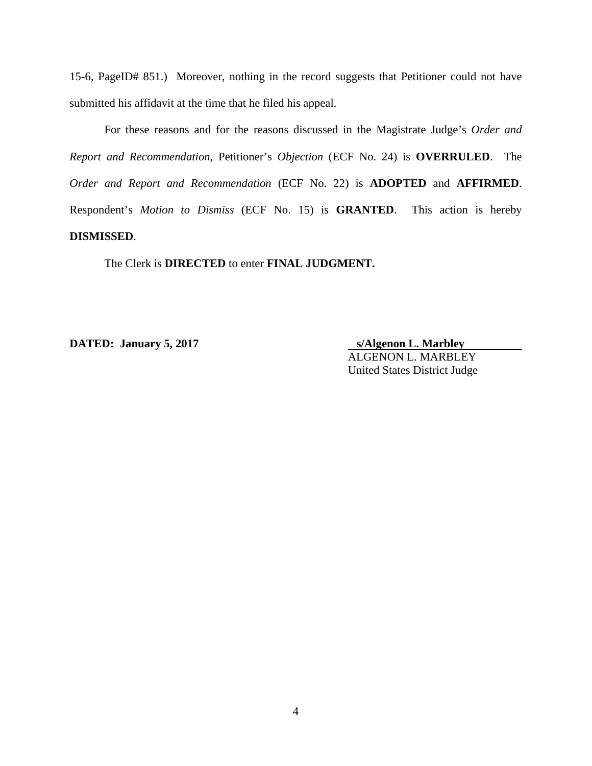15-6, PageID# 851.) Moreover, nothing in the record suggests that Petitioner could not have submitted his affidavit at the time that he filed his appeal.

For these reasons and for the reasons discussed in the Magistrate Judge's *Order and Report and Recommendation*, Petitioner's *Objection* (ECF No. 24) is **OVERRULED**. The *Order and Report and Recommendation* (ECF No. 22) is **ADOPTED** and **AFFIRMED**. Respondent's *Motion to Dismiss* (ECF No. 15) is **GRANTED**. This action is hereby **DISMISSED**.

The Clerk is **DIRECTED** to enter **FINAL JUDGMENT.**

**DATED: January 5, 2017**

**s/Algenon L. Marbley**
ALGENON L. MARBLEY
United States District Judge